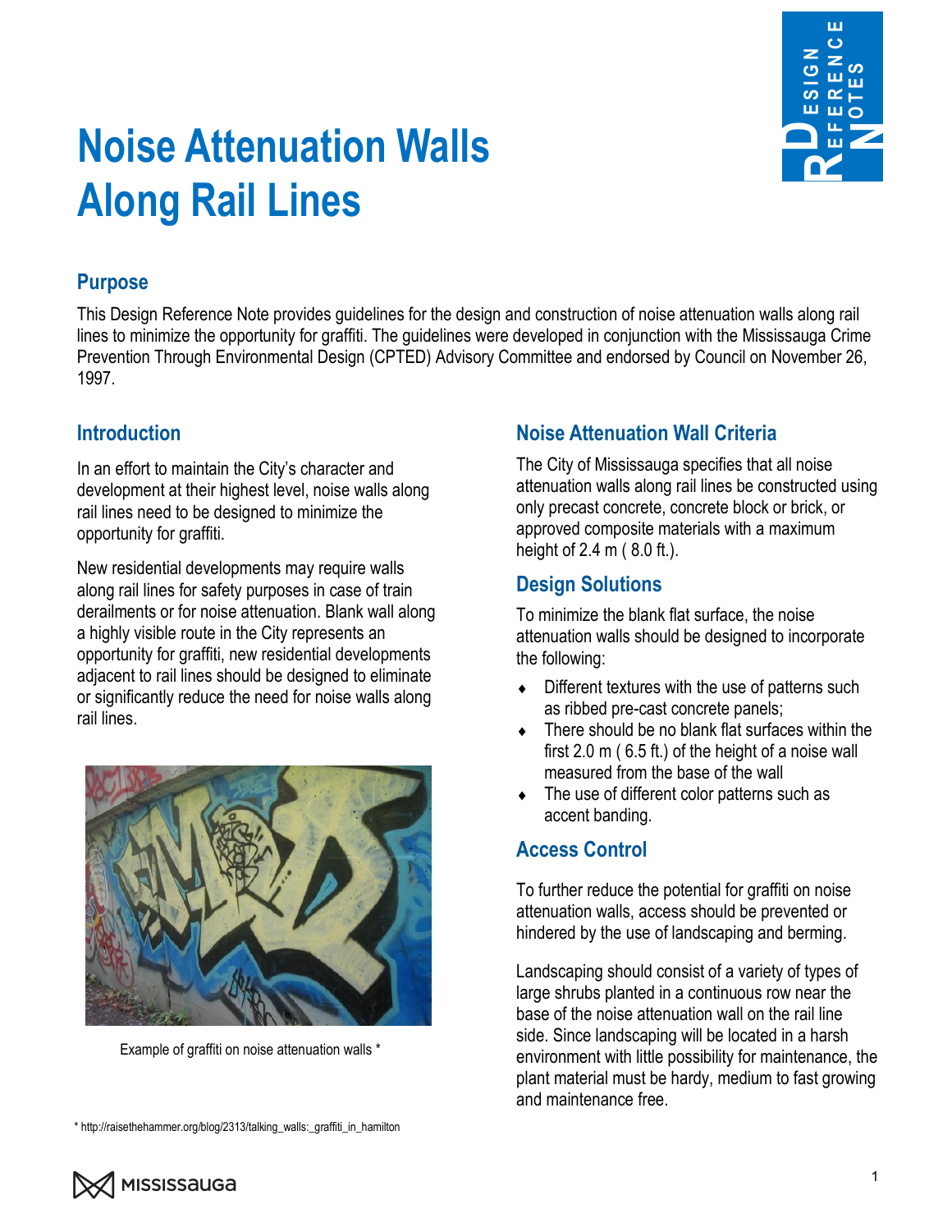# Noise Attenuation Walls Along Rail Lines

## Purpose

This Design Reference Note provides guidelines for the design and construction of noise attenuation walls along rail lines to minimize the opportunity for graffiti. The guidelines were developed in conjunction with the Mississauga Crime Prevention Through Environmental Design (CPTED) Advisory Committee and endorsed by Council on November 26, 1997.

## Introduction

In an effort to maintain the City's character and development at their highest level, noise walls along rail lines need to be designed to minimize the opportunity for graffiti.

New residential developments may require walls along rail lines for safety purposes in case of train derailments or for noise attenuation. Blank wall along a highly visible route in the City represents an opportunity for graffiti, new residential developments adjacent to rail lines should be designed to eliminate or significantly reduce the need for noise walls along rail lines.

Example of graffiti on noise attenuation walls *

## Noise Attenuation Wall Criteria

The City of Mississauga specifies that all noise attenuation walls along rail lines be constructed using only precast concrete, concrete block or brick, or approved composite materials with a maximum height of 2.4 m ( 8.0 ft.).

## Design Solutions

To minimize the blank flat surface, the noise attenuation walls should be designed to incorporate the following:

- Different textures with the use of patterns such as ribbed pre-cast concrete panels;
- There should be no blank flat surfaces within the first 2.0 m ( 6.5 ft.) of the height of a noise wall measured from the base of the wall
- The use of different color patterns such as accent banding.

## Access Control

To further reduce the potential for graffiti on noise attenuation walls, access should be prevented or hindered by the use of landscaping and berming.

Landscaping should consist of a variety of types of large shrubs planted in a continuous row near the base of the noise attenuation wall on the rail line side. Since landscaping will be located in a harsh environment with little possibility for maintenance, the plant material must be hardy, medium to fast growing and maintenance free.

* http://raisethehammer.org/blog/2313/talking_walls:_graffiti_in_hamilton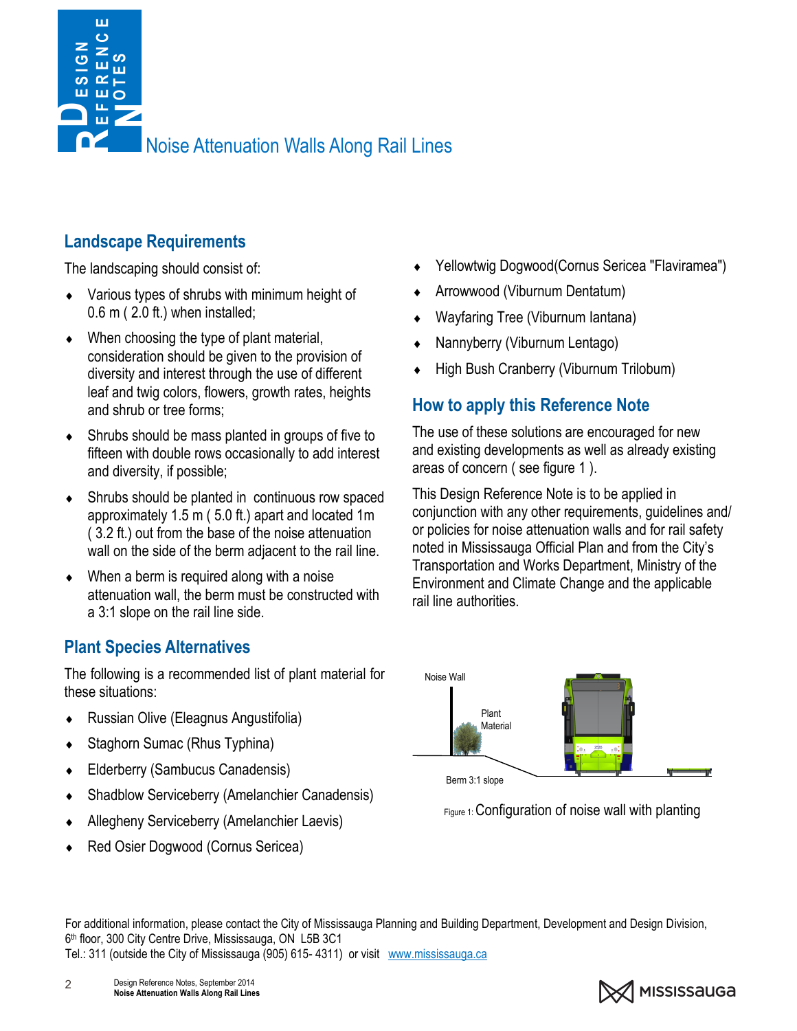# Noise Attenuation Walls Along Rail Lines

## Landscape Requirements

The landscaping should consist of:

- Various types of shrubs with minimum height of 0.6 m ( 2.0 ft.) when installed;
- When choosing the type of plant material, consideration should be given to the provision of diversity and interest through the use of different leaf and twig colors, flowers, growth rates, heights and shrub or tree forms;
- Shrubs should be mass planted in groups of five to fifteen with double rows occasionally to add interest and diversity, if possible;
- Shrubs should be planted in continuous row spaced approximately 1.5 m ( 5.0 ft.) apart and located 1m ( 3.2 ft.) out from the base of the noise attenuation wall on the side of the berm adjacent to the rail line.
- When a berm is required along with a noise attenuation wall, the berm must be constructed with a 3:1 slope on the rail line side.

## Plant Species Alternatives

The following is a recommended list of plant material for these situations:

- Russian Olive (Eleagnus Angustifolia)
- Staghorn Sumac (Rhus Typhina)
- Elderberry (Sambucus Canadensis)
- Shadblow Serviceberry (Amelanchier Canadensis)
- Allegheny Serviceberry (Amelanchier Laevis)
- Red Osier Dogwood (Cornus Sericea)
- Yellowtwig Dogwood(Cornus Sericea "Flaviramea")
- Arrowwood (Viburnum Dentatum)
- Wayfaring Tree (Viburnum lantana)
- Nannyberry (Viburnum Lentago)
- High Bush Cranberry (Viburnum Trilobum)

## How to apply this Reference Note

The use of these solutions are encouraged for new and existing developments as well as already existing areas of concern ( see figure 1 ).

This Design Reference Note is to be applied in conjunction with any other requirements, guidelines and/ or policies for noise attenuation walls and for rail safety noted in Mississauga Official Plan and from the City's Transportation and Works Department, Ministry of the Environment and Climate Change and the applicable rail line authorities.

Noise Wall

Plant Material

Berm 3:1 slope

Figure 1: Configuration of noise wall with planting

For additional information, please contact the City of Mississauga Planning and Building Department, Development and Design Division, 6th floor, 300 City Centre Drive, Mississauga, ON L5B 3C1
Tel.: 311 (outside the City of Mississauga (905) 615- 4311) or visit [www.mississauga.ca](www.mississauga.ca)